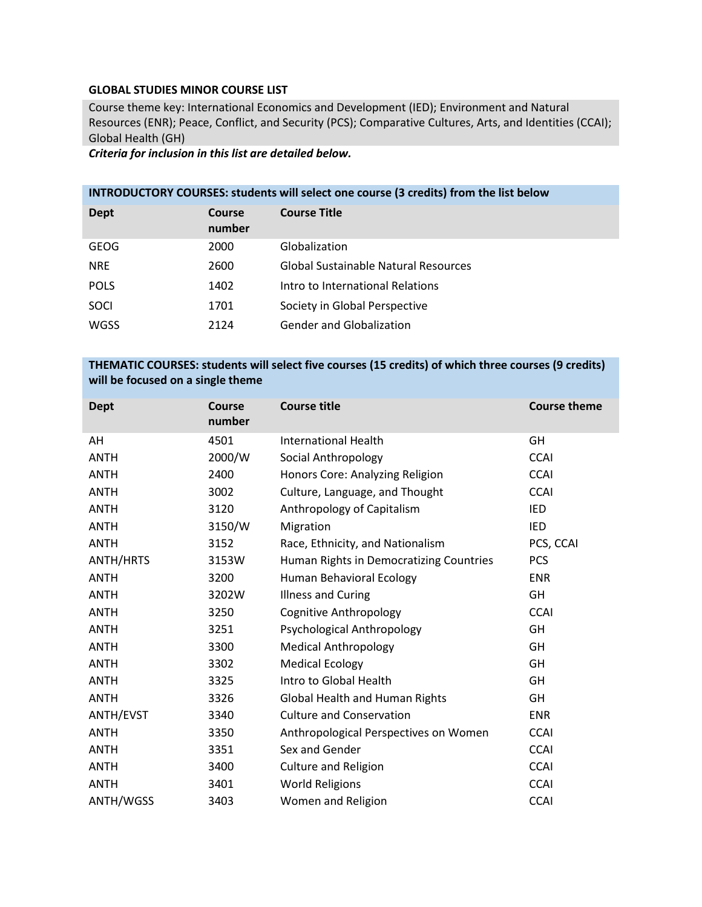**GLOBAL STUDIES MINOR COURSE LIST**

Course theme key: International Economics and Development (IED); Environment and Natural Resources (ENR); Peace, Conflict, and Security (PCS); Comparative Cultures, Arts, and Identities (CCAI); Global Health (GH)

***Criteria for inclusion in this list are detailed below.***

**INTRODUCTORY COURSES: students will select one course (3 credits) from the list below**

| Dept | Course number | Course Title |
|---|---|---|
| GEOG | 2000 | Globalization |
| NRE | 2600 | Global Sustainable Natural Resources |
| POLS | 1402 | Intro to International Relations |
| SOCI | 1701 | Society in Global Perspective |
| WGSS | 2124 | Gender and Globalization |

**THEMATIC COURSES: students will select five courses (15 credits) of which three courses (9 credits) will be focused on a single theme**

| Dept | Course number | Course title | Course theme |
|---|---|---|---|
| AH | 4501 | International Health | GH |
| ANTH | 2000/W | Social Anthropology | CCAI |
| ANTH | 2400 | Honors Core: Analyzing Religion | CCAI |
| ANTH | 3002 | Culture, Language, and Thought | CCAI |
| ANTH | 3120 | Anthropology of Capitalism | IED |
| ANTH | 3150/W | Migration | IED |
| ANTH | 3152 | Race, Ethnicity, and Nationalism | PCS, CCAI |
| ANTH/HRTS | 3153W | Human Rights in Democratizing Countries | PCS |
| ANTH | 3200 | Human Behavioral Ecology | ENR |
| ANTH | 3202W | Illness and Curing | GH |
| ANTH | 3250 | Cognitive Anthropology | CCAI |
| ANTH | 3251 | Psychological Anthropology | GH |
| ANTH | 3300 | Medical Anthropology | GH |
| ANTH | 3302 | Medical Ecology | GH |
| ANTH | 3325 | Intro to Global Health | GH |
| ANTH | 3326 | Global Health and Human Rights | GH |
| ANTH/EVST | 3340 | Culture and Conservation | ENR |
| ANTH | 3350 | Anthropological Perspectives on Women | CCAI |
| ANTH | 3351 | Sex and Gender | CCAI |
| ANTH | 3400 | Culture and Religion | CCAI |
| ANTH | 3401 | World Religions | CCAI |
| ANTH/WGSS | 3403 | Women and Religion | CCAI |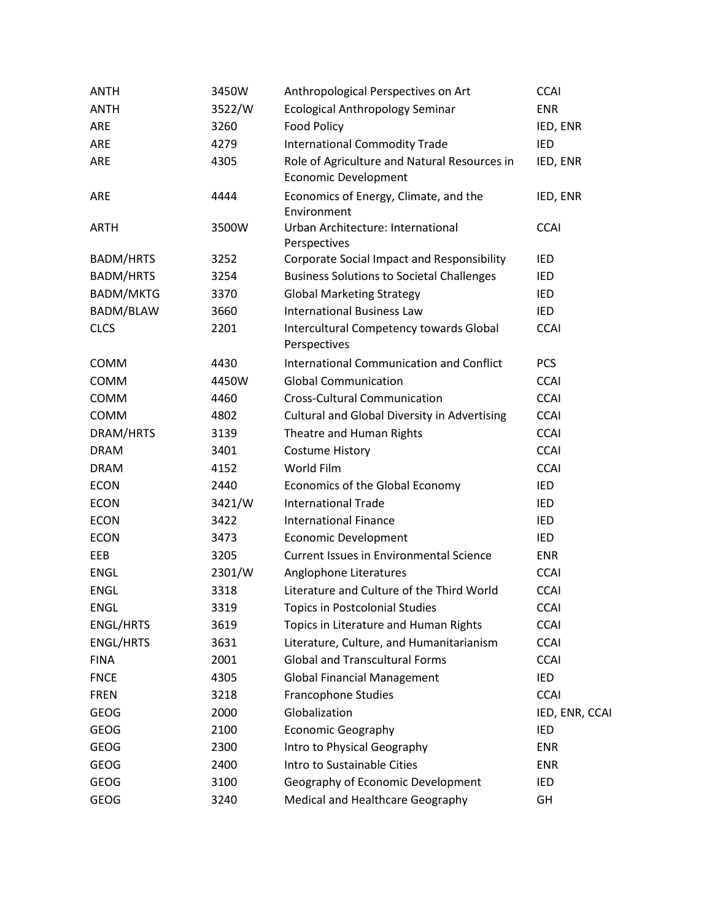| | | | |
|---|---|---|---|
| ANTH | 3450W | Anthropological Perspectives on Art | CCAI |
| ANTH | 3522/W | Ecological Anthropology Seminar | ENR |
| ARE | 3260 | Food Policy | IED, ENR |
| ARE | 4279 | International Commodity Trade | IED |
| ARE | 4305 | Role of Agriculture and Natural Resources in Economic Development | IED, ENR |
| ARE | 4444 | Economics of Energy, Climate, and the Environment | IED, ENR |
| ARTH | 3500W | Urban Architecture: International Perspectives | CCAI |
| BADM/HRTS | 3252 | Corporate Social Impact and Responsibility | IED |
| BADM/HRTS | 3254 | Business Solutions to Societal Challenges | IED |
| BADM/MKTG | 3370 | Global Marketing Strategy | IED |
| BADM/BLAW | 3660 | International Business Law | IED |
| CLCS | 2201 | Intercultural Competency towards Global Perspectives | CCAI |
| COMM | 4430 | International Communication and Conflict | PCS |
| COMM | 4450W | Global Communication | CCAI |
| COMM | 4460 | Cross-Cultural Communication | CCAI |
| COMM | 4802 | Cultural and Global Diversity in Advertising | CCAI |
| DRAM/HRTS | 3139 | Theatre and Human Rights | CCAI |
| DRAM | 3401 | Costume History | CCAI |
| DRAM | 4152 | World Film | CCAI |
| ECON | 2440 | Economics of the Global Economy | IED |
| ECON | 3421/W | International Trade | IED |
| ECON | 3422 | International Finance | IED |
| ECON | 3473 | Economic Development | IED |
| EEB | 3205 | Current Issues in Environmental Science | ENR |
| ENGL | 2301/W | Anglophone Literatures | CCAI |
| ENGL | 3318 | Literature and Culture of the Third World | CCAI |
| ENGL | 3319 | Topics in Postcolonial Studies | CCAI |
| ENGL/HRTS | 3619 | Topics in Literature and Human Rights | CCAI |
| ENGL/HRTS | 3631 | Literature, Culture, and Humanitarianism | CCAI |
| FINA | 2001 | Global and Transcultural Forms | CCAI |
| FNCE | 4305 | Global Financial Management | IED |
| FREN | 3218 | Francophone Studies | CCAI |
| GEOG | 2000 | Globalization | IED, ENR, CCAI |
| GEOG | 2100 | Economic Geography | IED |
| GEOG | 2300 | Intro to Physical Geography | ENR |
| GEOG | 2400 | Intro to Sustainable Cities | ENR |
| GEOG | 3100 | Geography of Economic Development | IED |
| GEOG | 3240 | Medical and Healthcare Geography | GH |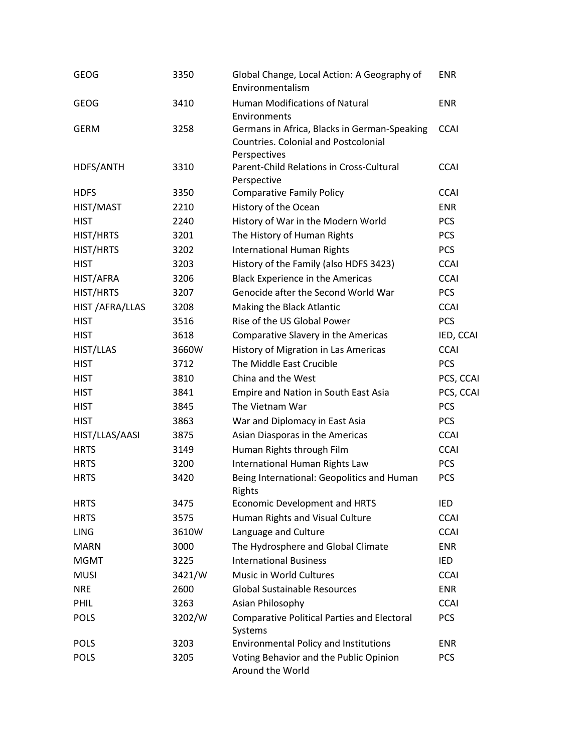| | | | |
|---|---|---|---|
| GEOG | 3350 | Global Change, Local Action: A Geography of Environmentalism | ENR |
| GEOG | 3410 | Human Modifications of Natural Environments | ENR |
| GERM | 3258 | Germans in Africa, Blacks in German-Speaking Countries. Colonial and Postcolonial Perspectives | CCAI |
| HDFS/ANTH | 3310 | Parent-Child Relations in Cross-Cultural Perspective | CCAI |
| HDFS | 3350 | Comparative Family Policy | CCAI |
| HIST/MAST | 2210 | History of the Ocean | ENR |
| HIST | 2240 | History of War in the Modern World | PCS |
| HIST/HRTS | 3201 | The History of Human Rights | PCS |
| HIST/HRTS | 3202 | International Human Rights | PCS |
| HIST | 3203 | History of the Family (also HDFS 3423) | CCAI |
| HIST/AFRA | 3206 | Black Experience in the Americas | CCAI |
| HIST/HRTS | 3207 | Genocide after the Second World War | PCS |
| HIST /AFRA/LLAS | 3208 | Making the Black Atlantic | CCAI |
| HIST | 3516 | Rise of the US Global Power | PCS |
| HIST | 3618 | Comparative Slavery in the Americas | IED, CCAI |
| HIST/LLAS | 3660W | History of Migration in Las Americas | CCAI |
| HIST | 3712 | The Middle East Crucible | PCS |
| HIST | 3810 | China and the West | PCS, CCAI |
| HIST | 3841 | Empire and Nation in South East Asia | PCS, CCAI |
| HIST | 3845 | The Vietnam War | PCS |
| HIST | 3863 | War and Diplomacy in East Asia | PCS |
| HIST/LLAS/AASI | 3875 | Asian Diasporas in the Americas | CCAI |
| HRTS | 3149 | Human Rights through Film | CCAI |
| HRTS | 3200 | International Human Rights Law | PCS |
| HRTS | 3420 | Being International: Geopolitics and Human Rights | PCS |
| HRTS | 3475 | Economic Development and HRTS | IED |
| HRTS | 3575 | Human Rights and Visual Culture | CCAI |
| LING | 3610W | Language and Culture | CCAI |
| MARN | 3000 | The Hydrosphere and Global Climate | ENR |
| MGMT | 3225 | International Business | IED |
| MUSI | 3421/W | Music in World Cultures | CCAI |
| NRE | 2600 | Global Sustainable Resources | ENR |
| PHIL | 3263 | Asian Philosophy | CCAI |
| POLS | 3202/W | Comparative Political Parties and Electoral Systems | PCS |
| POLS | 3203 | Environmental Policy and Institutions | ENR |
| POLS | 3205 | Voting Behavior and the Public Opinion Around the World | PCS |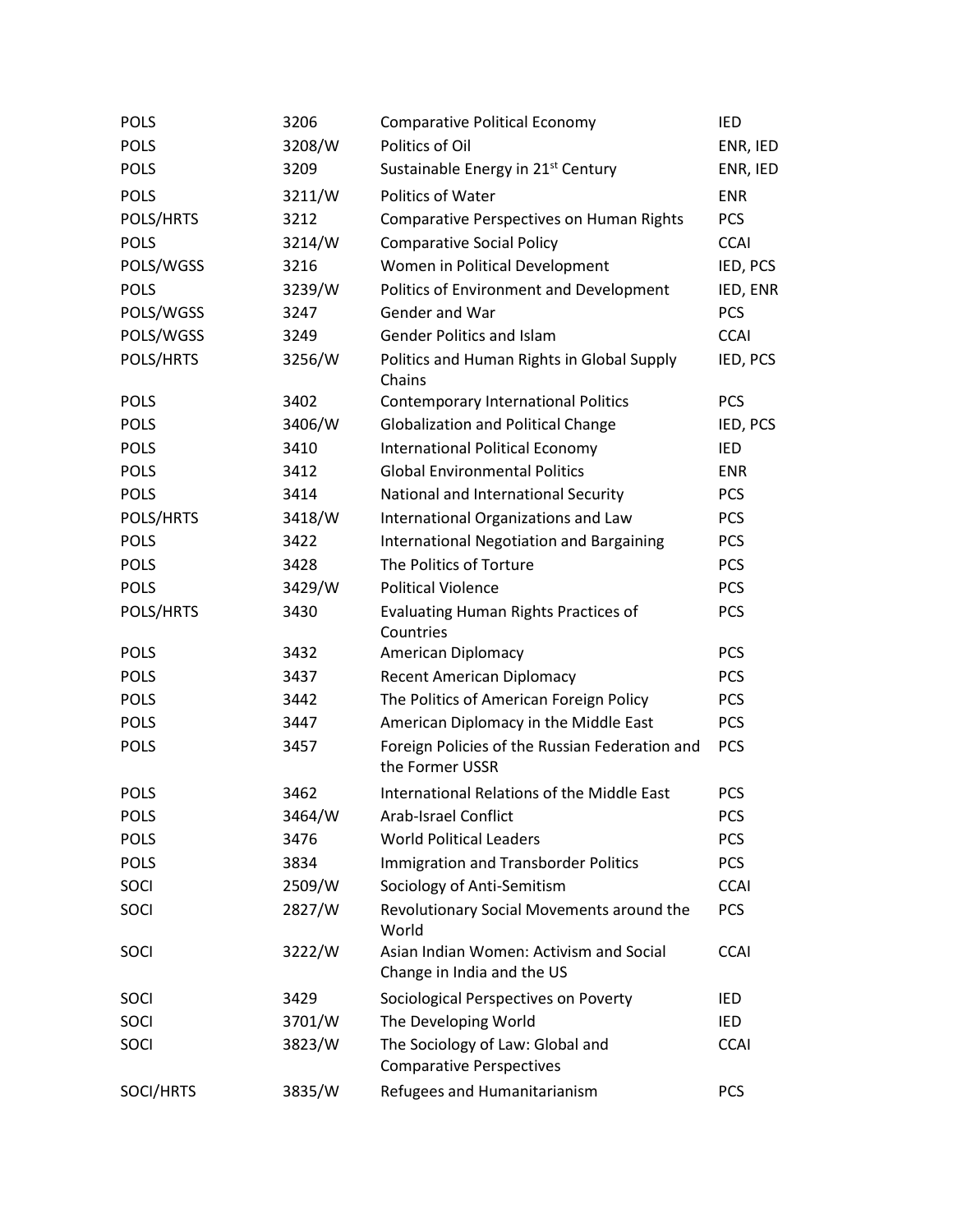| | | | |
|---|---|---|---|
| POLS | 3206 | Comparative Political Economy | IED |
| POLS | 3208/W | Politics of Oil | ENR, IED |
| POLS | 3209 | Sustainable Energy in 21st Century | ENR, IED |
| POLS | 3211/W | Politics of Water | ENR |
| POLS/HRTS | 3212 | Comparative Perspectives on Human Rights | PCS |
| POLS | 3214/W | Comparative Social Policy | CCAI |
| POLS/WGSS | 3216 | Women in Political Development | IED, PCS |
| POLS | 3239/W | Politics of Environment and Development | IED, ENR |
| POLS/WGSS | 3247 | Gender and War | PCS |
| POLS/WGSS | 3249 | Gender Politics and Islam | CCAI |
| POLS/HRTS | 3256/W | Politics and Human Rights in Global Supply Chains | IED, PCS |
| POLS | 3402 | Contemporary International Politics | PCS |
| POLS | 3406/W | Globalization and Political Change | IED, PCS |
| POLS | 3410 | International Political Economy | IED |
| POLS | 3412 | Global Environmental Politics | ENR |
| POLS | 3414 | National and International Security | PCS |
| POLS/HRTS | 3418/W | International Organizations and Law | PCS |
| POLS | 3422 | International Negotiation and Bargaining | PCS |
| POLS | 3428 | The Politics of Torture | PCS |
| POLS | 3429/W | Political Violence | PCS |
| POLS/HRTS | 3430 | Evaluating Human Rights Practices of Countries | PCS |
| POLS | 3432 | American Diplomacy | PCS |
| POLS | 3437 | Recent American Diplomacy | PCS |
| POLS | 3442 | The Politics of American Foreign Policy | PCS |
| POLS | 3447 | American Diplomacy in the Middle East | PCS |
| POLS | 3457 | Foreign Policies of the Russian Federation and the Former USSR | PCS |
| POLS | 3462 | International Relations of the Middle East | PCS |
| POLS | 3464/W | Arab-Israel Conflict | PCS |
| POLS | 3476 | World Political Leaders | PCS |
| POLS | 3834 | Immigration and Transborder Politics | PCS |
| SOCI | 2509/W | Sociology of Anti-Semitism | CCAI |
| SOCI | 2827/W | Revolutionary Social Movements around the World | PCS |
| SOCI | 3222/W | Asian Indian Women: Activism and Social Change in India and the US | CCAI |
| SOCI | 3429 | Sociological Perspectives on Poverty | IED |
| SOCI | 3701/W | The Developing World | IED |
| SOCI | 3823/W | The Sociology of Law: Global and Comparative Perspectives | CCAI |
| SOCI/HRTS | 3835/W | Refugees and Humanitarianism | PCS |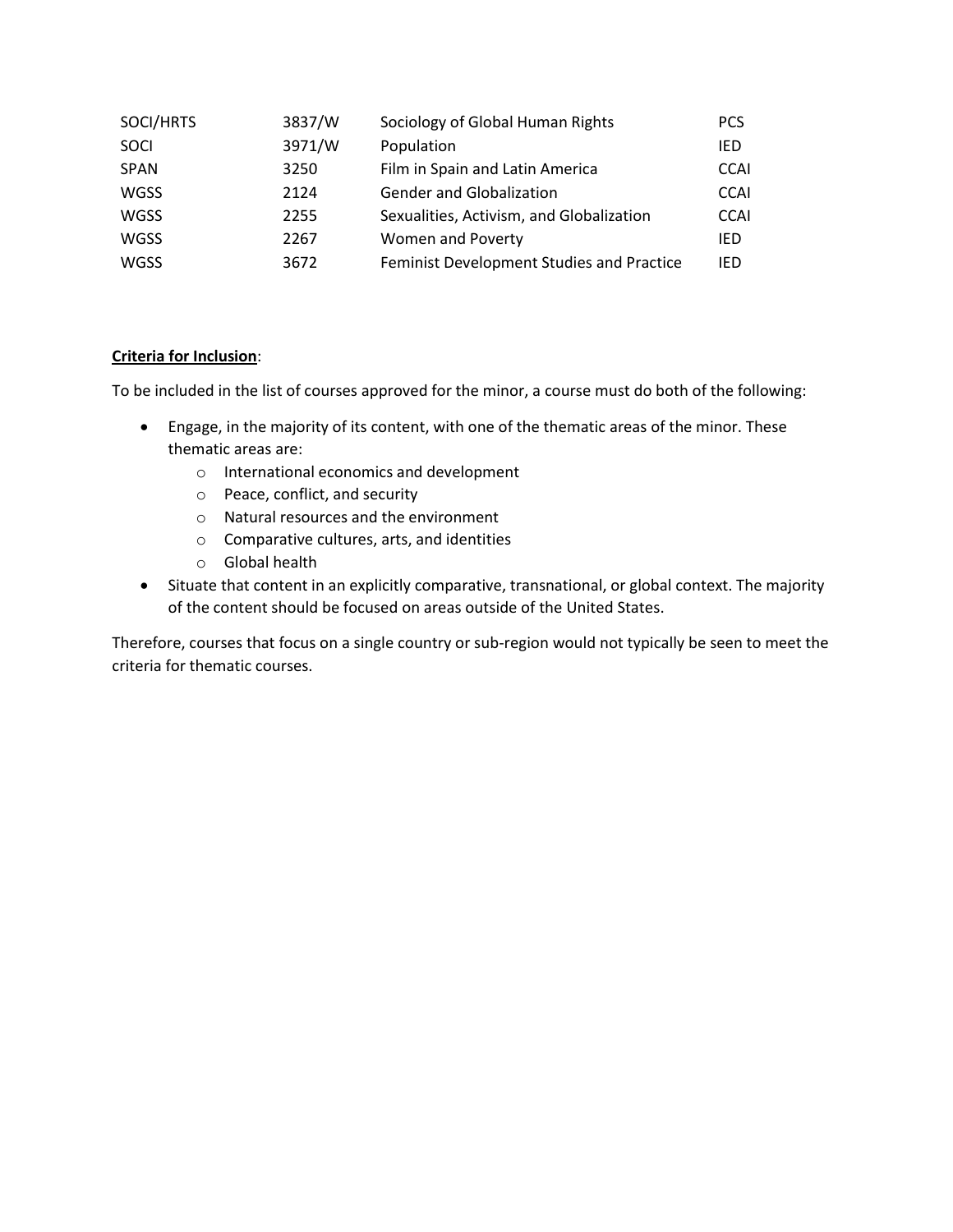| | | | |
|---|---|---|---|
| SOCI/HRTS | 3837/W | Sociology of Global Human Rights | PCS |
| SOCI | 3971/W | Population | IED |
| SPAN | 3250 | Film in Spain and Latin America | CCAI |
| WGSS | 2124 | Gender and Globalization | CCAI |
| WGSS | 2255 | Sexualities, Activism, and Globalization | CCAI |
| WGSS | 2267 | Women and Poverty | IED |
| WGSS | 3672 | Feminist Development Studies and Practice | IED |

**Criteria for Inclusion**:

To be included in the list of courses approved for the minor, a course must do both of the following:

- Engage, in the majority of its content, with one of the thematic areas of the minor. These thematic areas are:
  - International economics and development
  - Peace, conflict, and security
  - Natural resources and the environment
  - Comparative cultures, arts, and identities
  - Global health
- Situate that content in an explicitly comparative, transnational, or global context. The majority of the content should be focused on areas outside of the United States.

Therefore, courses that focus on a single country or sub-region would not typically be seen to meet the criteria for thematic courses.